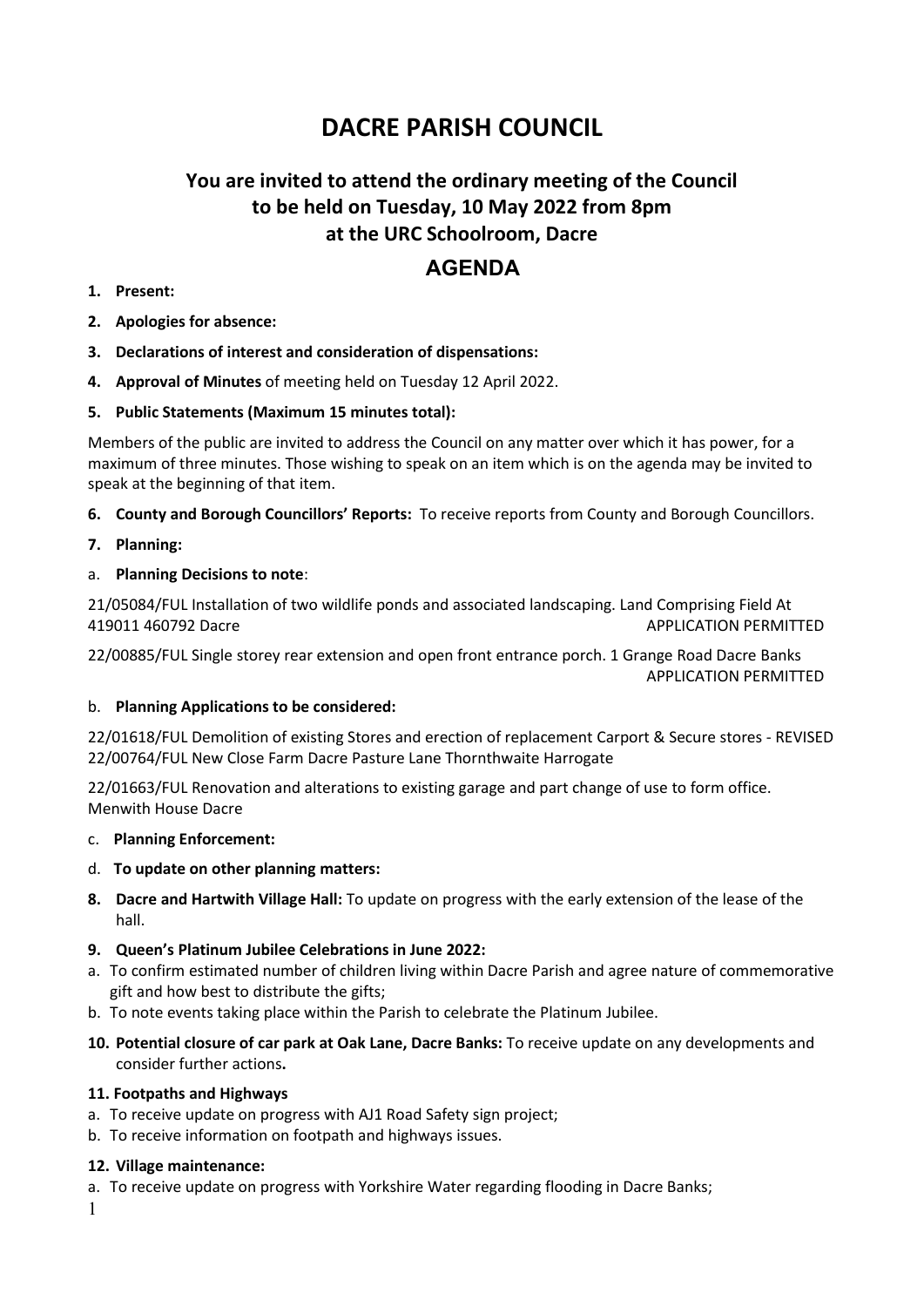# DACRE PARISH COUNCIL

## You are invited to attend the ordinary meeting of the Council to be held on Tuesday, 10 May 2022 from 8pm at the URC Schoolroom, Dacre

## AGENDA

1. **Present:**
2. **Apologies for absence:**
3. **Declarations of interest and consideration of dispensations:**
4. **Approval of Minutes** of meeting held on Tuesday 12 April 2022.
5. **Public Statements (Maximum 15 minutes total):**

Members of the public are invited to address the Council on any matter over which it has power, for a maximum of three minutes. Those wishing to speak on an item which is on the agenda may be invited to speak at the beginning of that item.

6. **County and Borough Councillors' Reports:** To receive reports from County and Borough Councillors.
7. **Planning:**

a. **Planning Decisions to note**:

21/05084/FUL Installation of two wildlife ponds and associated landscaping. Land Comprising Field At 419011 460792 Dacre — APPLICATION PERMITTED

22/00885/FUL Single storey rear extension and open front entrance porch. 1 Grange Road Dacre Banks — APPLICATION PERMITTED

b. **Planning Applications to be considered:**

22/01618/FUL Demolition of existing Stores and erection of replacement Carport & Secure stores - REVISED 22/00764/FUL New Close Farm Dacre Pasture Lane Thornthwaite Harrogate

22/01663/FUL Renovation and alterations to existing garage and part change of use to form office. Menwith House Dacre

c. **Planning Enforcement:**

d. **To update on other planning matters:**

8. **Dacre and Hartwith Village Hall:** To update on progress with the early extension of the lease of the hall.
9. **Queen's Platinum Jubilee Celebrations in June 2022:**

a. To confirm estimated number of children living within Dacre Parish and agree nature of commemorative gift and how best to distribute the gifts;

b. To note events taking place within the Parish to celebrate the Platinum Jubilee.

10. **Potential closure of car park at Oak Lane, Dacre Banks:** To receive update on any developments and consider further actions**.**

**11. Footpaths and Highways**

a. To receive update on progress with AJ1 Road Safety sign project;

b. To receive information on footpath and highways issues.

**12. Village maintenance:**

a. To receive update on progress with Yorkshire Water regarding flooding in Dacre Banks;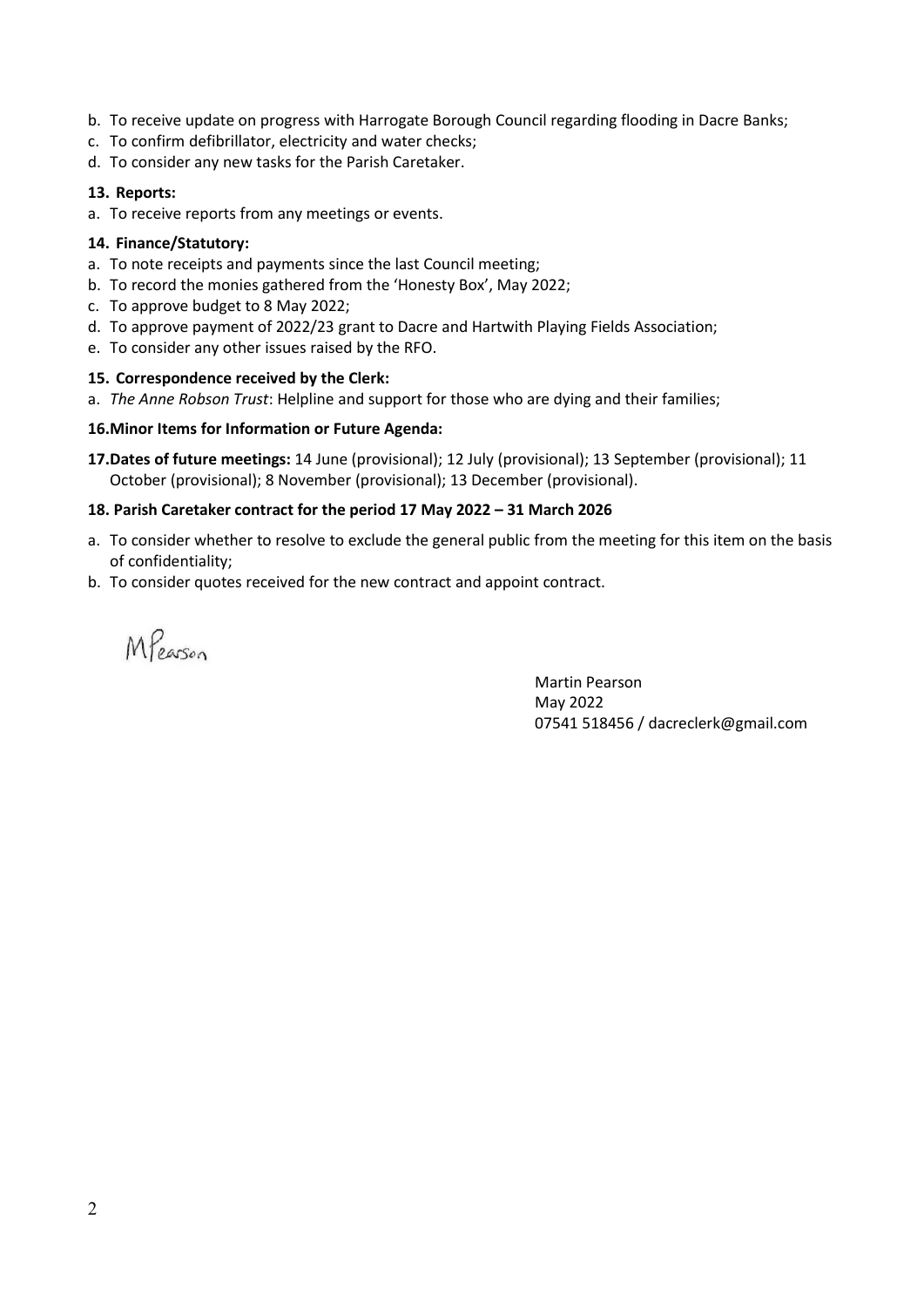b. To receive update on progress with Harrogate Borough Council regarding flooding in Dacre Banks;
c. To confirm defibrillator, electricity and water checks;
d. To consider any new tasks for the Parish Caretaker.

**13. Reports:**

a. To receive reports from any meetings or events.

**14. Finance/Statutory:**

a. To note receipts and payments since the last Council meeting;
b. To record the monies gathered from the 'Honesty Box', May 2022;
c. To approve budget to 8 May 2022;
d. To approve payment of 2022/23 grant to Dacre and Hartwith Playing Fields Association;
e. To consider any other issues raised by the RFO.

**15. Correspondence received by the Clerk:**

a. *The Anne Robson Trust*: Helpline and support for those who are dying and their families;

**16. Minor Items for Information or Future Agenda:**

**17. Dates of future meetings:** 14 June (provisional); 12 July (provisional); 13 September (provisional); 11 October (provisional); 8 November (provisional); 13 December (provisional).

**18. Parish Caretaker contract for the period 17 May 2022 – 31 March 2026**

a. To consider whether to resolve to exclude the general public from the meeting for this item on the basis of confidentiality;
b. To consider quotes received for the new contract and appoint contract.

MPearson

Martin Pearson
May 2022
07541 518456 / dacreclerk@gmail.com